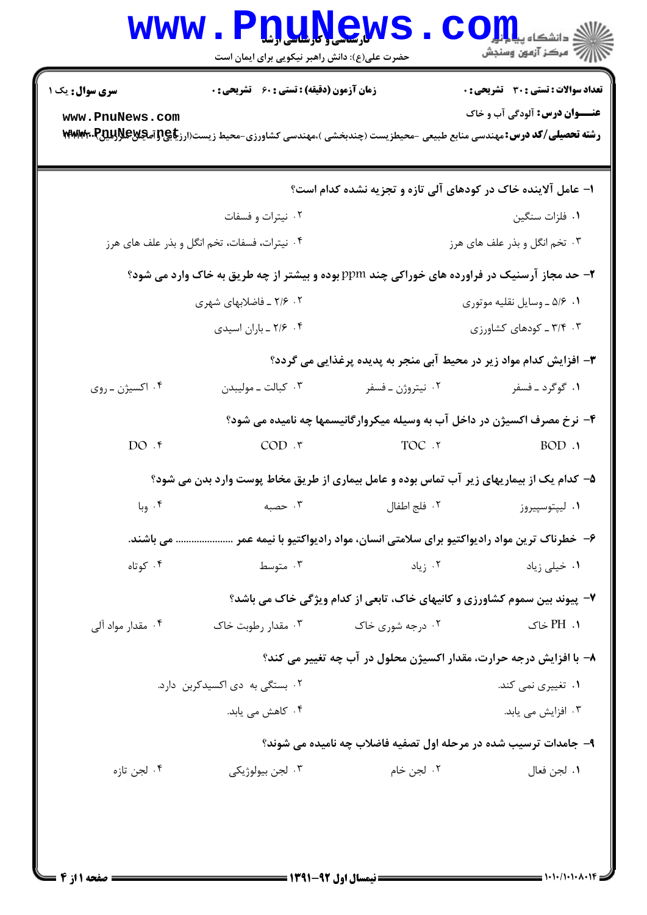**سری سوال:** یک ۱

**زمان آزمون (دقیقه) : تستی : ۶۰ تشریحی : ۰**

**تعداد سوالات : تستی : ۳۰ تشریحی : ۰**

**عنـــوان درس:** آلودگی آب و خاک

**رشته تحصیلی/کد درس:** مهندسی منابع طبیعی -محیطزیست (چندبخشی )،مهندسی کشاورزی-محیط زیست(ارزیابی و آمایش سرزمین) ۱۴۱۱۰۴۰

۱- عامل آلاینده خاک در کودهای آلی تازه و تجزیه نشده کدام است؟

۱. فلزات سنگین
۲. نیترات و فسفات
۳. تخم انگل و بذر علف های هرز
۴. نیترات، فسفات، تخم انگل و بذر علف های هرز

۲- حد مجاز آرسنیک در فراورده های خوراکی چند ppm بوده و بیشتر از چه طریق به خاک وارد می شود؟

۱. ۵/۶ ـ وسایل نقلیه موتوری
۲. ۲/۶ ـ فاضلابهای شهری
۳. ۳/۴ ـ کودهای کشاورزی
۴. ۲/۶ ـ باران اسیدی

۳- افزایش کدام مواد زیر در محیط آبی منجر به پدیده پرغذایی می گردد؟

۱. گوگرد ـ فسفر
۲. نیتروژن ـ فسفر
۳. کبالت ـ مولیبدن
۴. اکسیژن ـ روی

۴- نرخ مصرف اکسیژن در داخل آب به وسیله میکروارگانیسمها چه نامیده می شود؟

۱. BOD
۲. TOC
۳. COD
۴. DO

۵- کدام یک از بیماریهای زیر آب تماس بوده و عامل بیماری از طریق مخاط پوست وارد بدن می شود؟

۱. لیپتوسپیروز
۲. فلج اطفال
۳. حصبه
۴. وبا

۶- خطرناک ترین مواد رادیواکتیو برای سلامتی انسان، مواد رادیواکتیو با نیمه عمر ..................... می باشند.

۱. خیلی زیاد
۲. زیاد
۳. متوسط
۴. کوتاه

۷- پیوند بین سموم کشاورزی و کانیهای خاک، تابعی از کدام ویژگی خاک می باشد؟

۱. PH خاک
۲. درجه شوری خاک
۳. مقدار رطوبت خاک
۴. مقدار مواد آلی

۸- با افزایش درجه حرارت، مقدار اکسیژن محلول در آب چه تغییر می کند؟

۱. تغییری نمی کند.
۲. بستگی به دی اکسیدکربن دارد.
۳. افزایش می یابد.
۴. کاهش می یابد.

۹- جامدات ترسیب شده در مرحله اول تصفیه فاضلاب چه نامیده می شوند؟

۱. لجن فعال
۲. لجن خام
۳. لجن بیولوژیکی
۴. لجن تازه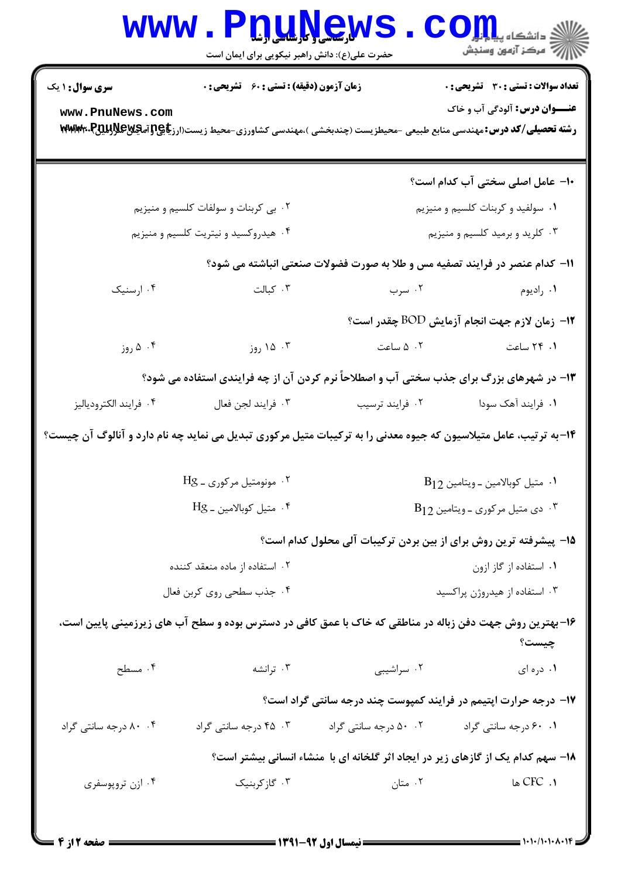**سری سوال:** ۱ یک

**زمان آزمون (دقیقه) : تستی : ۶۰ تشریحی : ۰**

**تعداد سوالات : تستی : ۳۰ تشریحی : ۰**

**عنـــوان درس:** آلودگی آب و خاک

**رشته تحصیلی/کد درس:** مهندسی منابع طبیعی -محیطزیست (چندبخشی )،مهندسی کشاورزی-محیط زیست(ارزیابی و آمایش سرزمین) ۱۱۱۱۱۳

---

**۱۰- عامل اصلی سختی آب کدام است؟**

۱. سولفید و کربنات کلسیم و منیزیم

۲. بی کربنات و سولفات کلسیم و منیزیم

۳. کلرید و برمید کلسیم و منیزیم

۴. هیدروکسید و نیتریت کلسیم و منیزیم

**۱۱- کدام عنصر در فرایند تصفیه مس و طلا به صورت فضولات صنعتی انباشته می شود؟**

۱. رادیوم

۲. سرب

۳. کبالت

۴. ارسنیک

**۱۲- زمان لازم جهت انجام آزمایش BOD چقدر است؟**

۱. ۲۴ ساعت

۲. ۵ ساعت

۳. ۱۵ روز

۴. ۵ روز

**۱۳- در شهرهای بزرگ برای جذب سختی آب و اصطلاحاً نرم کردن آن از چه فرایندی استفاده می شود؟**

۱. فرایند آهک سودا

۲. فرایند ترسیب

۳. فرایند لجن فعال

۴. فرایند الکترودیالیز

**۱۴-به ترتیب، عامل متیلاسیون که جیوه معدنی را به ترکیبات متیل مرکوری تبدیل می نماید چه نام دارد و آنالوگ آن چیست؟**

۱. متیل کوبالامین ـ ویتامین $B_{12}$

۲. مونومتیل مرکوری ـ Hg

۳. دی متیل مرکوری ـ ویتامین $B_{12}$

۴. متیل کوبالامین ـ Hg

**۱۵- پیشرفته ترین روش برای از بین بردن ترکیبات آلی محلول کدام است؟**

۱. استفاده از گاز ازون

۲. استفاده از ماده منعقد کننده

۳. استفاده از هیدروژن پراکسید

۴. جذب سطحی روی کربن فعال

**۱۶-بهترین روش جهت دفن زباله در مناطقی که خاک با عمق کافی در دسترس بوده و سطح آب های زیرزمینی پایین است، چیست؟**

۱. دره ای

۲. سراشیبی

۳. ترانشه

۴. مسطح

**۱۷- درجه حرارت اپتیمم در فرایند کمپوست چند درجه سانتی گراد است؟**

۱. ۶۰ درجه سانتی گراد

۲. ۵۰ درجه سانتی گراد

۳. ۴۵ درجه سانتی گراد

۴. ۸۰ درجه سانتی گراد

**۱۸- سهم کدام یک از گازهای زیر در ایجاد اثر گلخانه ای با منشاء انسانی بیشتر است؟**

۱. CFC ها

۲. متان

۳. گازکربنیک

۴. ازن تروپوسفری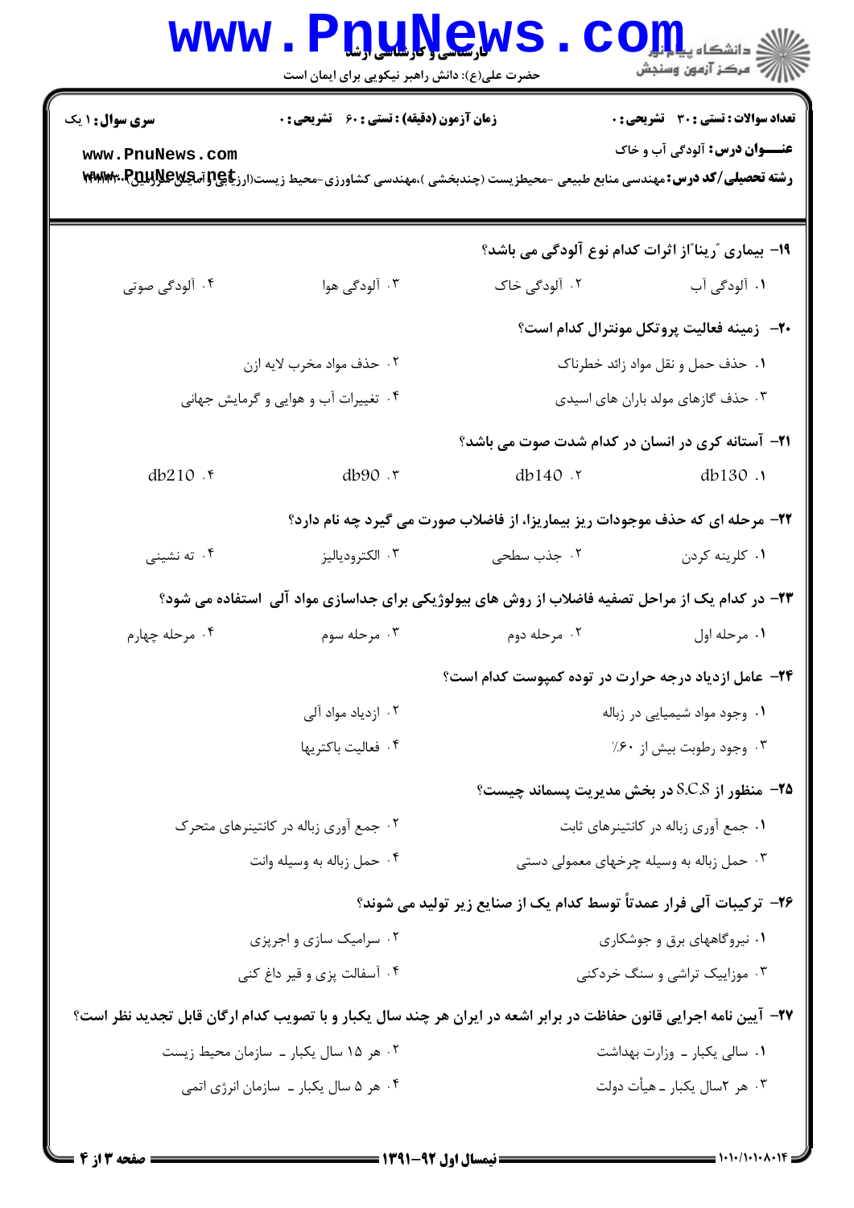۱۹- بیماری "رینا" از اثرات کدام نوع آلودگی می باشد؟

۱. آلودگی آب
۲. آلودگی خاک
۳. آلودگی هوا
۴. آلودگی صوتی

۲۰- زمینه فعالیت پروتکل مونترال کدام است؟

۱. حذف حمل و نقل مواد زائد خطرناک
۲. حذف مواد مخرب لایه ازن
۳. حذف گازهای مولد باران های اسیدی
۴. تغییرات آب و هوایی و گرمایش جهانی

۲۱- آستانه کری در انسان در کدام شدت صوت می باشد؟

۱. db130
۲. db140
۳. db90
۴. db210

۲۲- مرحله ای که حذف موجودات ریز بیماریزا، از فاضلاب صورت می گیرد چه نام دارد؟

۱. کلرینه کردن
۲. جذب سطحی
۳. الکترودیالیز
۴. ته نشینی

۲۳- در کدام یک از مراحل تصفیه فاضلاب از روش های بیولوژیکی برای جداسازی مواد آلی استفاده می شود؟

۱. مرحله اول
۲. مرحله دوم
۳. مرحله سوم
۴. مرحله چهارم

۲۴- عامل ازدیاد درجه حرارت در توده کمپوست کدام است؟

۱. وجود مواد شیمیایی در زباله
۲. ازدیاد مواد آلی
۳. وجود رطوبت بیش از ۶۰٪
۴. فعالیت باکتریها

۲۵- منظور از S.C.S در بخش مدیریت پسماند چیست؟

۱. جمع آوری زباله در کانتینرهای ثابت
۲. جمع آوری زباله در کانتینرهای متحرک
۳. حمل زباله به وسیله چرخهای معمولی دستی
۴. حمل زباله به وسیله وانت

۲۶- ترکیبات آلی فرار عمدتاً توسط کدام یک از صنایع زیر تولید می شوند؟

۱. نیروگاههای برق و جوشکاری
۲. سرامیک سازی و اجرپزی
۳. موزاییک تراشی و سنگ خردکنی
۴. آسفالت پزی و قیر داغ کنی

۲۷- آیین نامه اجرایی قانون حفاظت در برابر اشعه در ایران هر چند سال یکبار و با تصویب کدام ارگان قابل تجدید نظر است؟

۱. سالی یکبار ـ وزارت بهداشت
۲. هر ۱۵ سال یکبار ـ سازمان محیط زیست
۳. هر ۲سال یکبار ـ هیأت دولت
۴. هر ۵ سال یکبار ـ سازمان انرژی اتمی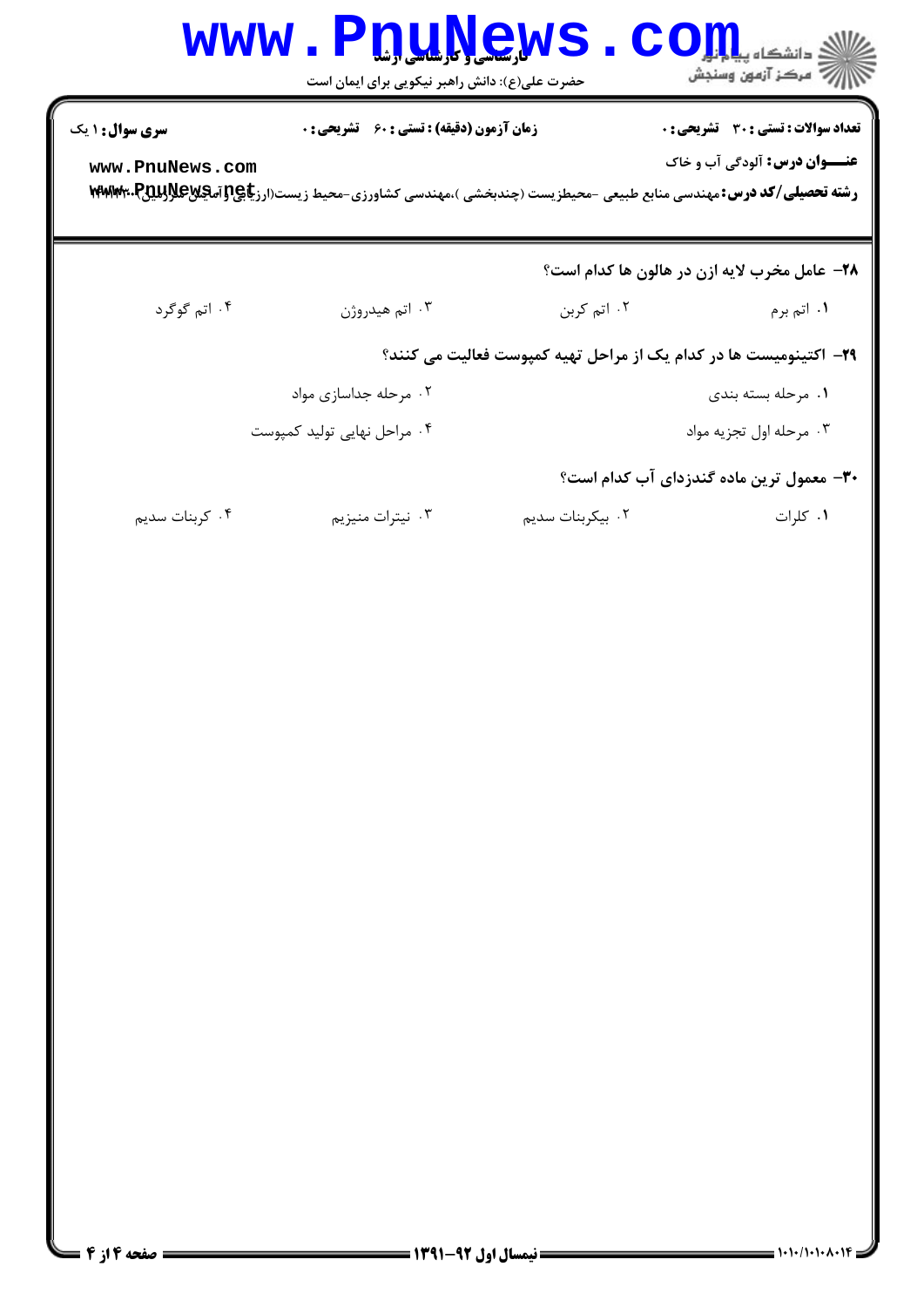۲۸- عامل مخرب لایه ازن در هالون ها کدام است؟

۱. اتم برم
۲. اتم کربن
۳. اتم هیدروژن
۴. اتم گوگرد

۲۹- اکتینومیست ها در کدام یک از مراحل تهیه کمپوست فعالیت می کنند؟

۱. مرحله بسته بندی
۲. مرحله جداسازی مواد
۳. مرحله اول تجزیه مواد
۴. مراحل نهایی تولید کمپوست

۳۰- معمول ترین ماده گندزدای آب کدام است؟

۱. کلرات
۲. بیکربنات سدیم
۳. نیترات منیزیم
۴. کربنات سدیم